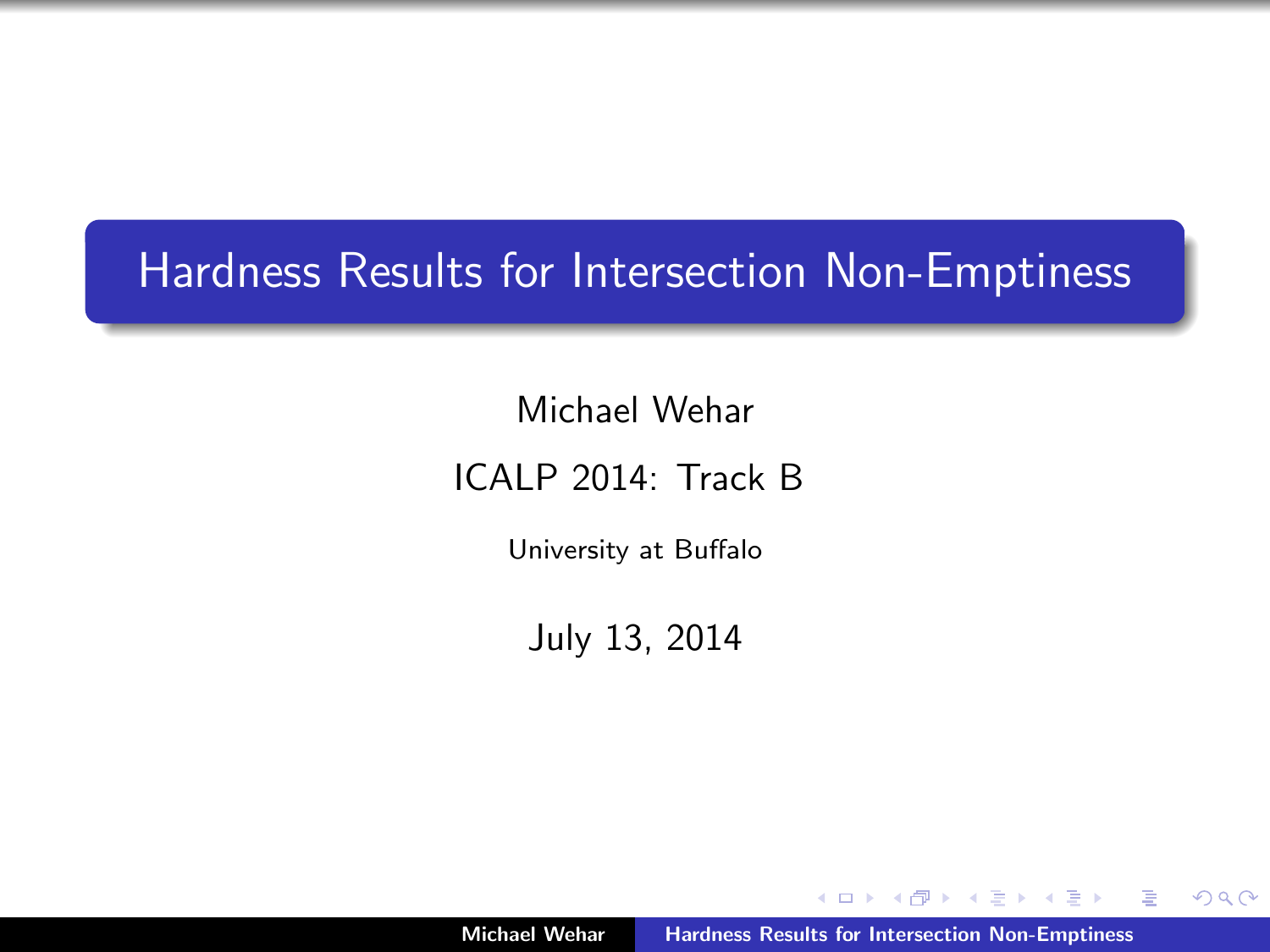# Hardness Results for Intersection Non-Emptiness

Michael Wehar

ICALP 2014: Track B

University at Buffalo

July 13, 2014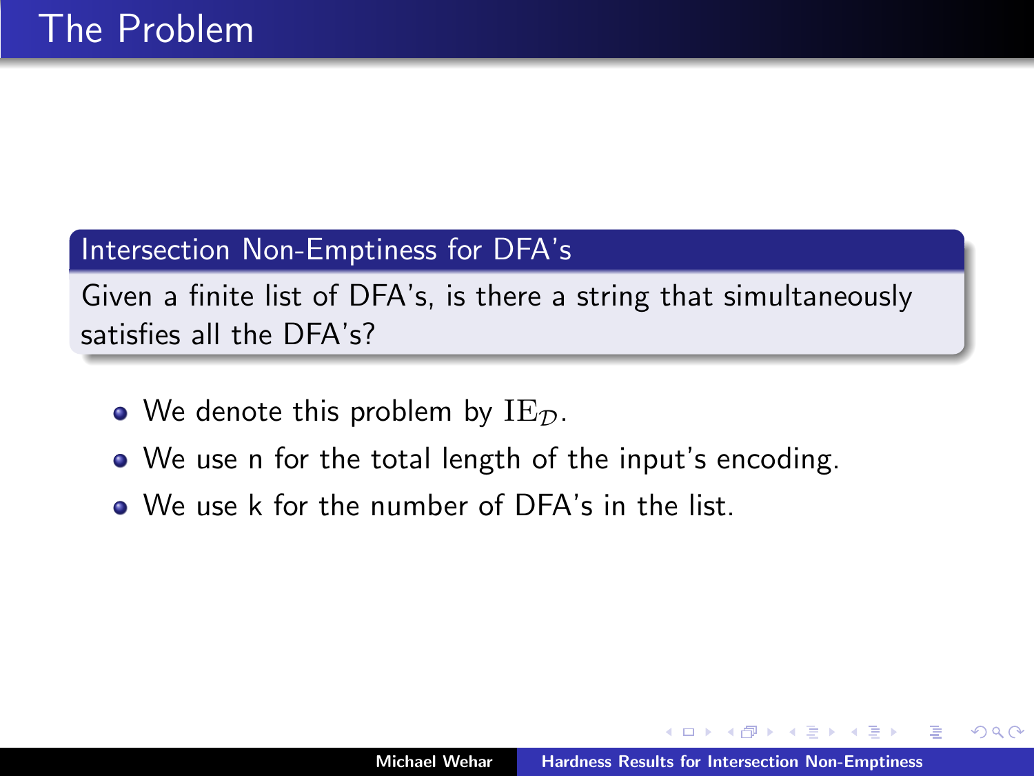# The Problem

**Intersection Non-Emptiness for DFA's**

Given a finite list of DFA's, is there a string that simultaneously satisfies all the DFA's?

- We denote this problem by $\mathrm{IE}_{\mathcal{D}}$.
- We use n for the total length of the input's encoding.
- We use k for the number of DFA's in the list.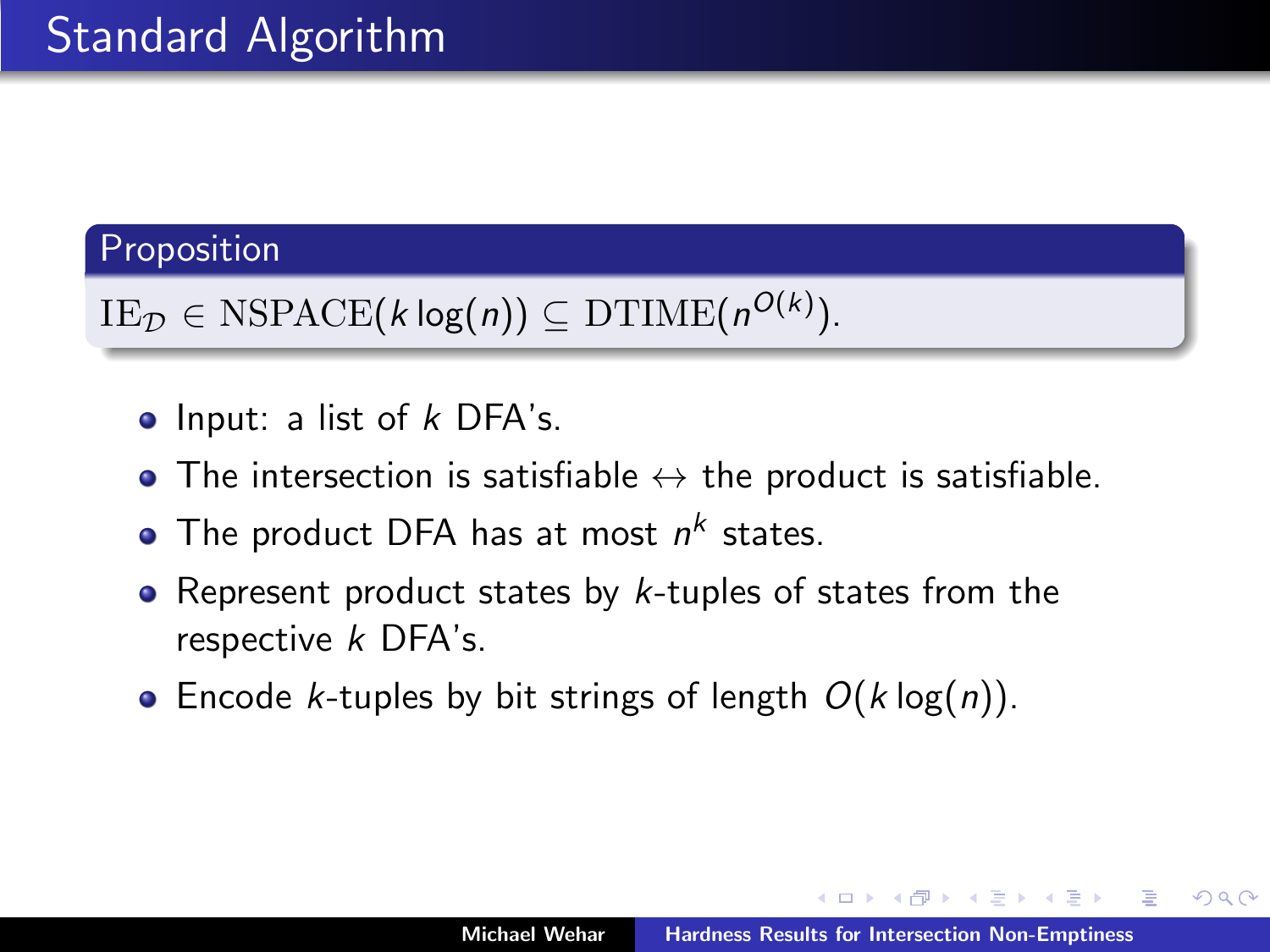# Standard Algorithm

**Proposition**

$\mathrm{IE}_{\mathcal{D}} \in \mathrm{NSPACE}(k \log(n)) \subseteq \mathrm{DTIME}(n^{O(k)})$.

- Input: a list of $k$ DFA's.
- The intersection is satisfiable $\leftrightarrow$ the product is satisfiable.
- The product DFA has at most $n^k$ states.
- Represent product states by $k$-tuples of states from the respective $k$ DFA's.
- Encode $k$-tuples by bit strings of length $O(k \log(n))$.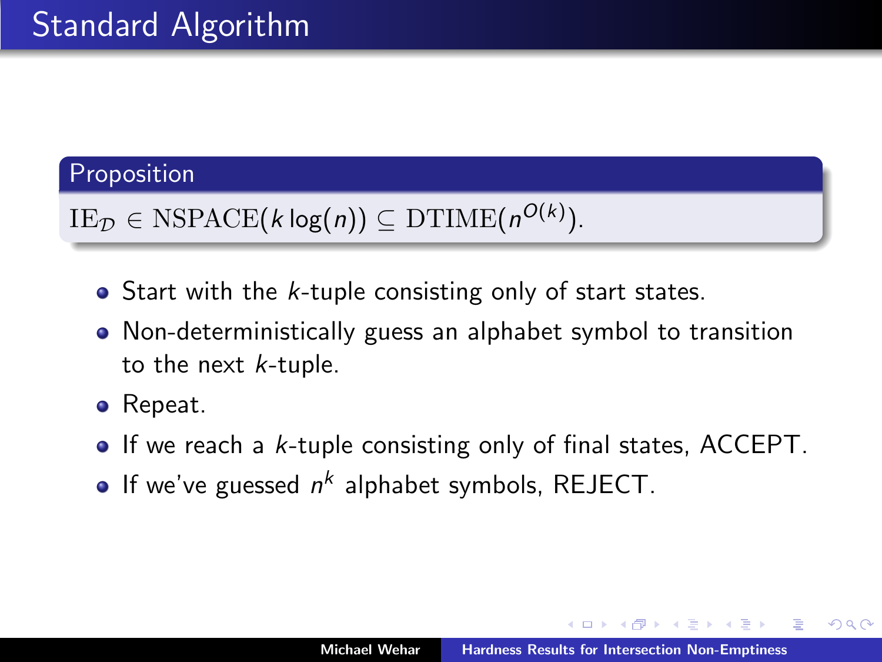# Standard Algorithm

**Proposition**

$\mathrm{IE}_{\mathcal{D}} \in \mathrm{NSPACE}(k \log(n)) \subseteq \mathrm{DTIME}(n^{O(k)})$.

- Start with the $k$-tuple consisting only of start states.
- Non-deterministically guess an alphabet symbol to transition to the next $k$-tuple.
- Repeat.
- If we reach a $k$-tuple consisting only of final states, ACCEPT.
- If we've guessed $n^k$ alphabet symbols, REJECT.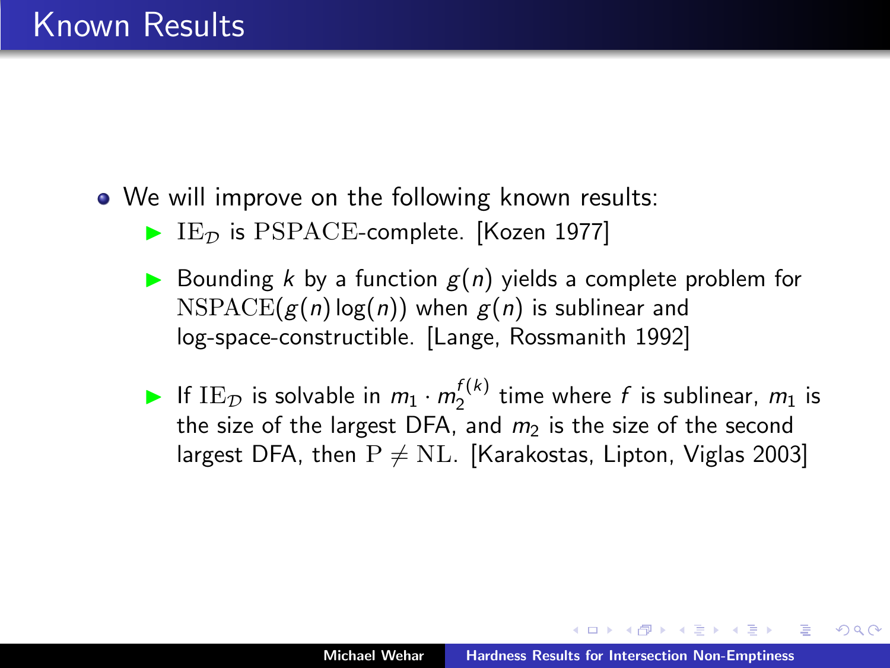# Known Results

- We will improve on the following known results:
  - $\mathrm{IE}_{\mathcal{D}}$ is $\mathrm{PSPACE}$-complete. [Kozen 1977]
  - Bounding $k$ by a function $g(n)$ yields a complete problem for $\mathrm{NSPACE}(g(n)\log(n))$ when $g(n)$ is sublinear and log-space-constructible. [Lange, Rossmanith 1992]
  - If $\mathrm{IE}_{\mathcal{D}}$ is solvable in $m_1 \cdot m_2^{f(k)}$ time where $f$ is sublinear, $m_1$ is the size of the largest DFA, and $m_2$ is the size of the second largest DFA, then $\mathrm{P} \neq \mathrm{NL}$. [Karakostas, Lipton, Viglas 2003]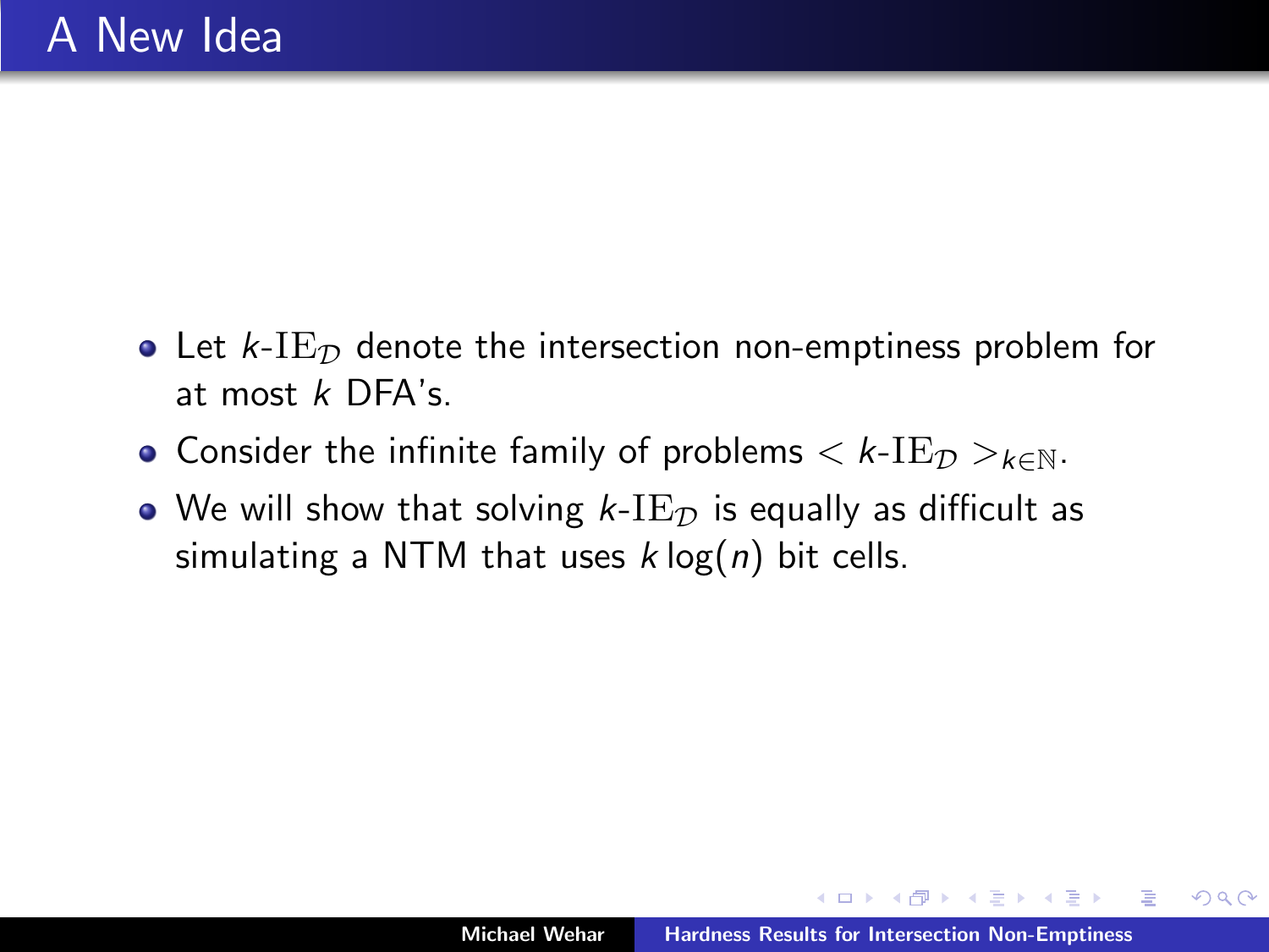# A New Idea

- Let $k\text{-}\mathrm{IE}_{\mathcal{D}}$ denote the intersection non-emptiness problem for at most $k$ DFA's.
- Consider the infinite family of problems $< k\text{-}\mathrm{IE}_{\mathcal{D}} >_{k \in \mathbb{N}}$.
- We will show that solving $k\text{-}\mathrm{IE}_{\mathcal{D}}$ is equally as difficult as simulating a NTM that uses $k \log(n)$ bit cells.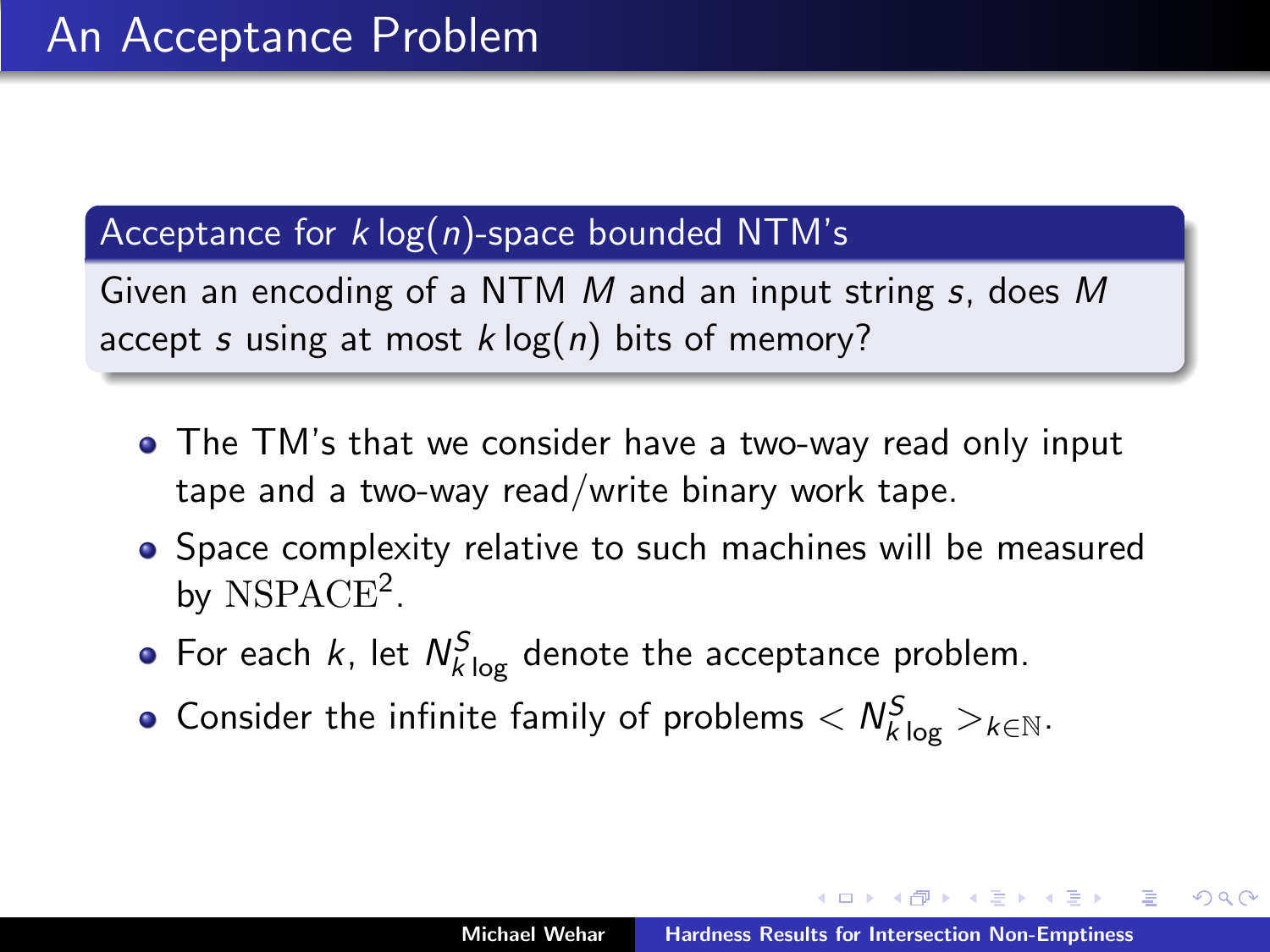# An Acceptance Problem

**Acceptance for $k \log(n)$-space bounded NTM's**

Given an encoding of a NTM $M$ and an input string $s$, does $M$ accept $s$ using at most $k \log(n)$ bits of memory?

- The TM's that we consider have a two-way read only input tape and a two-way read/write binary work tape.
- Space complexity relative to such machines will be measured by $\mathrm{NSPACE}^2$.
- For each $k$, let $N^S_{k \log}$ denote the acceptance problem.
- Consider the infinite family of problems $< N^S_{k \log} >_{k \in \mathbb{N}}$.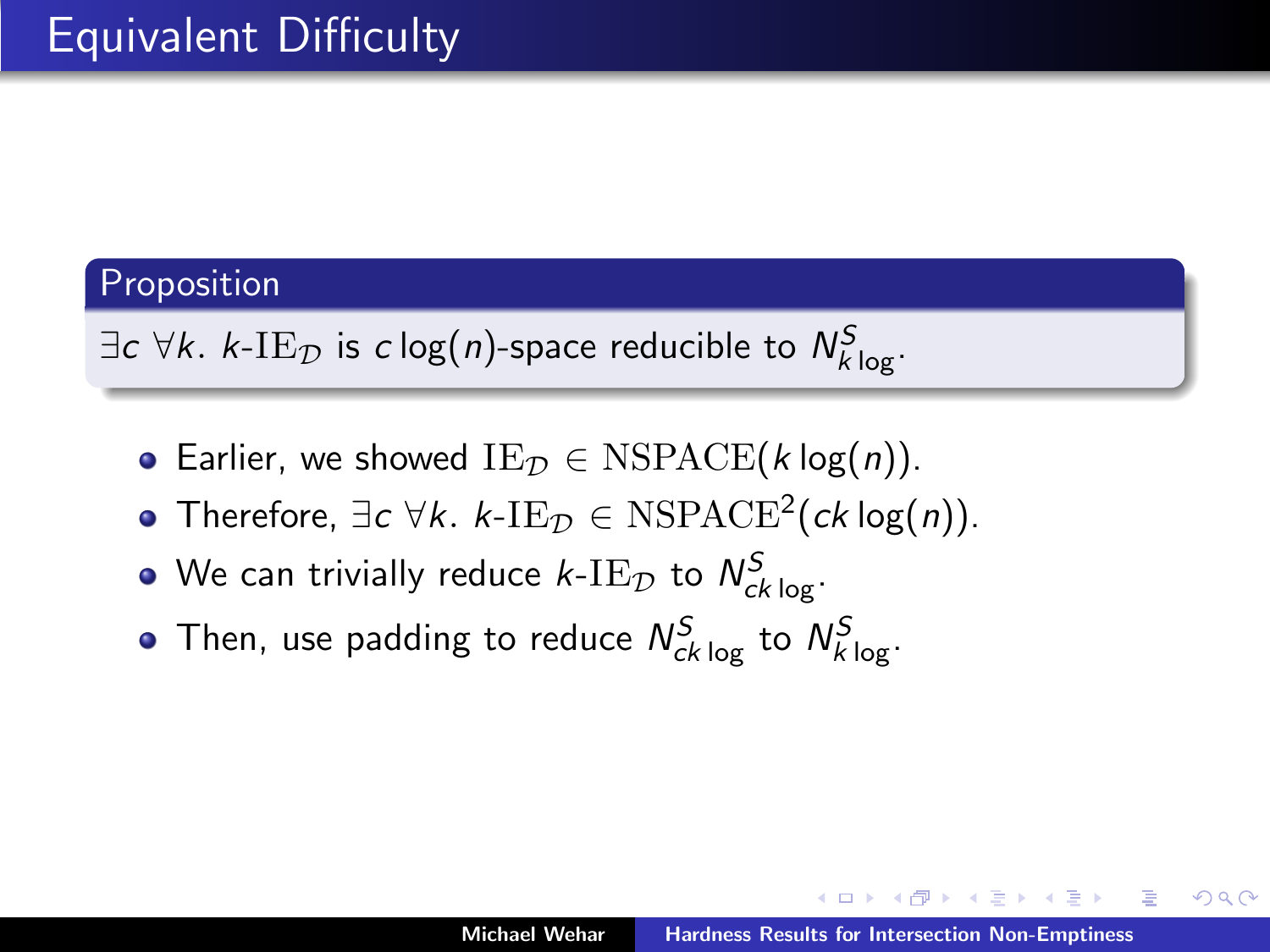# Equivalent Difficulty

**Proposition**

$\exists c \; \forall k.\; k\text{-}\mathrm{IE}_{\mathcal{D}}$ is $c\log(n)$-space reducible to $N^{S}_{k\log}$.

- Earlier, we showed $\mathrm{IE}_{\mathcal{D}} \in \mathrm{NSPACE}(k\log(n))$.
- Therefore, $\exists c \; \forall k.\; k\text{-}\mathrm{IE}_{\mathcal{D}} \in \mathrm{NSPACE}^{2}(ck\log(n))$.
- We can trivially reduce $k\text{-}\mathrm{IE}_{\mathcal{D}}$ to $N^{S}_{ck\log}$.
- Then, use padding to reduce $N^{S}_{ck\log}$ to $N^{S}_{k\log}$.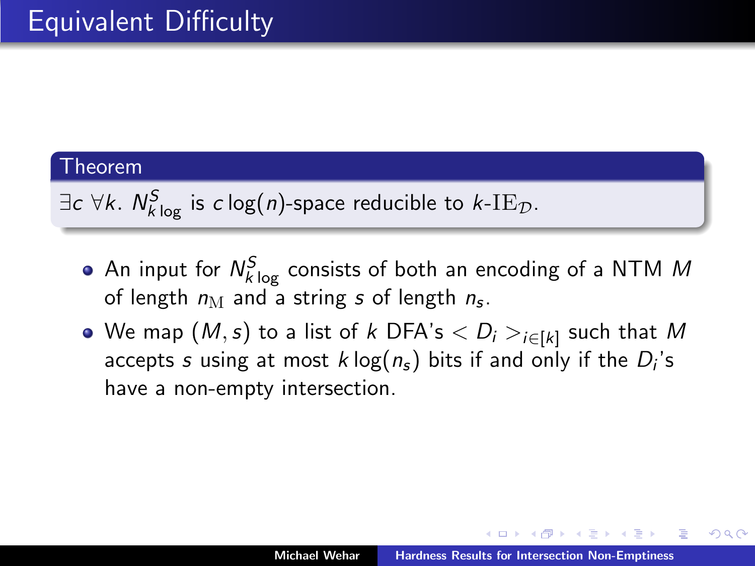# Equivalent Difficulty

**Theorem**

$\exists c \; \forall k. \; N^S_{k \log}$ is $c\log(n)$-space reducible to $k$-$\mathrm{IE}_{\mathcal{D}}$.

- An input for $N^S_{k \log}$ consists of both an encoding of a NTM $M$ of length $n_{\mathrm{M}}$ and a string $s$ of length $n_s$.
- We map $(M, s)$ to a list of $k$ DFA's $< D_i >_{i \in [k]}$ such that $M$ accepts $s$ using at most $k\log(n_s)$ bits if and only if the $D_i$'s have a non-empty intersection.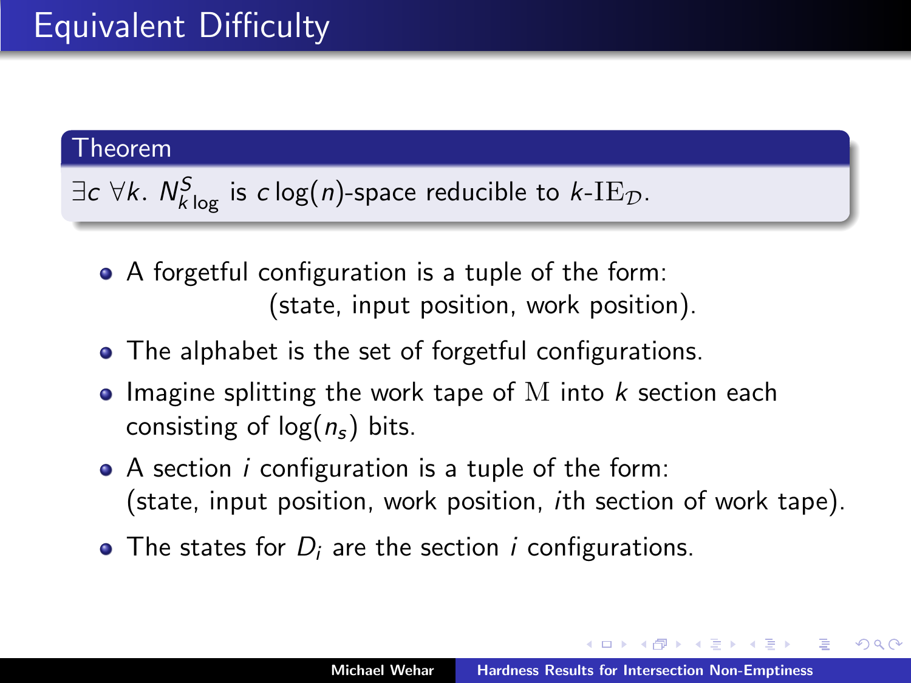# Equivalent Difficulty

**Theorem**

$\exists c \; \forall k. \; N^{S}_{k \log}$ is $c \log(n)$-space reducible to $k$-$\mathrm{IE}_{\mathcal{D}}$.

- A forgetful configuration is a tuple of the form: (state, input position, work position).
- The alphabet is the set of forgetful configurations.
- Imagine splitting the work tape of $\mathrm{M}$ into $k$ section each consisting of $\log(n_s)$ bits.
- A section $i$ configuration is a tuple of the form: (state, input position, work position, $i$th section of work tape).
- The states for $D_i$ are the section $i$ configurations.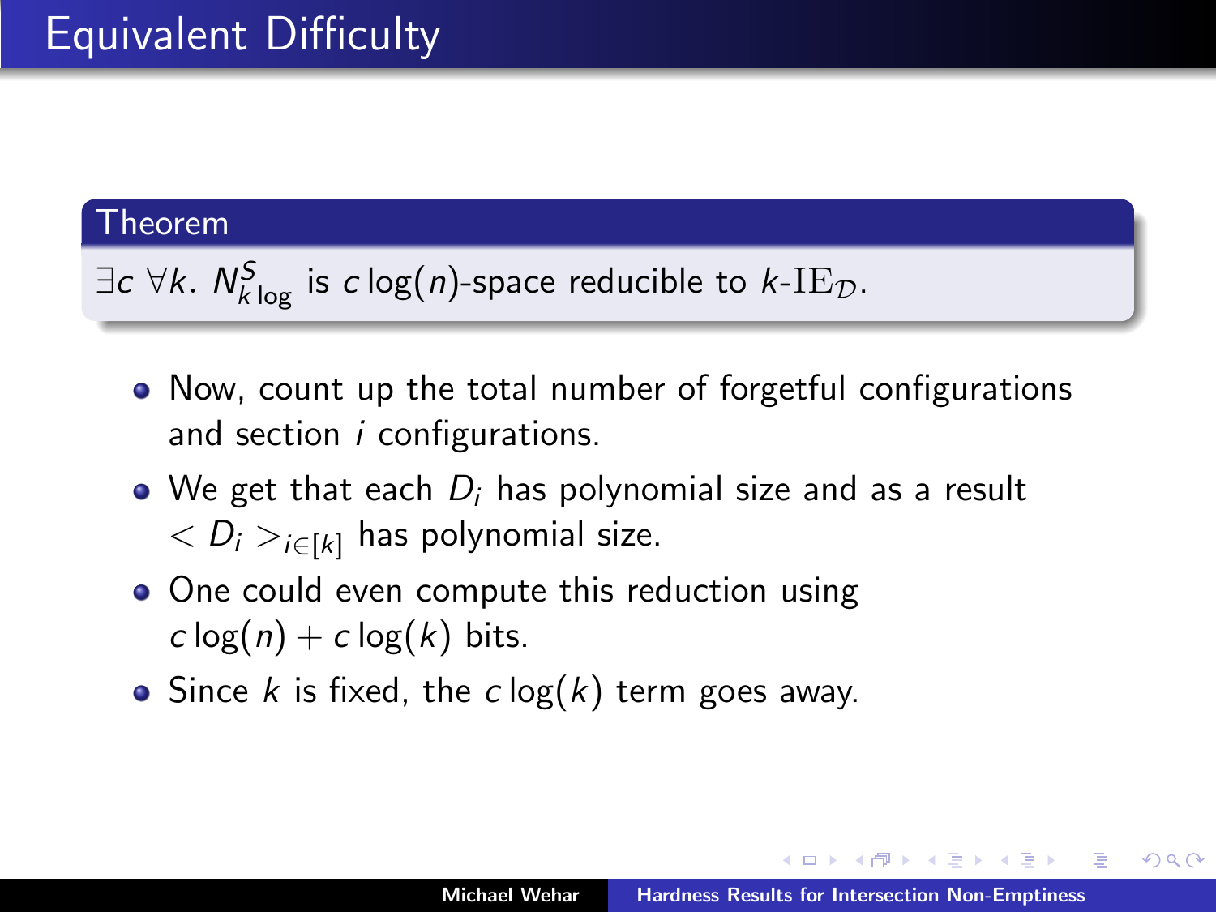# Equivalent Difficulty

**Theorem**

$\exists c \; \forall k. \; N^S_{k \log}$ is $c \log(n)$-space reducible to $k$-$\mathrm{IE}_{\mathcal{D}}$.

- Now, count up the total number of forgetful configurations and section $i$ configurations.
- We get that each $D_i$ has polynomial size and as a result $< D_i >_{i \in [k]}$ has polynomial size.
- One could even compute this reduction using $c \log(n) + c \log(k)$ bits.
- Since $k$ is fixed, the $c \log(k)$ term goes away.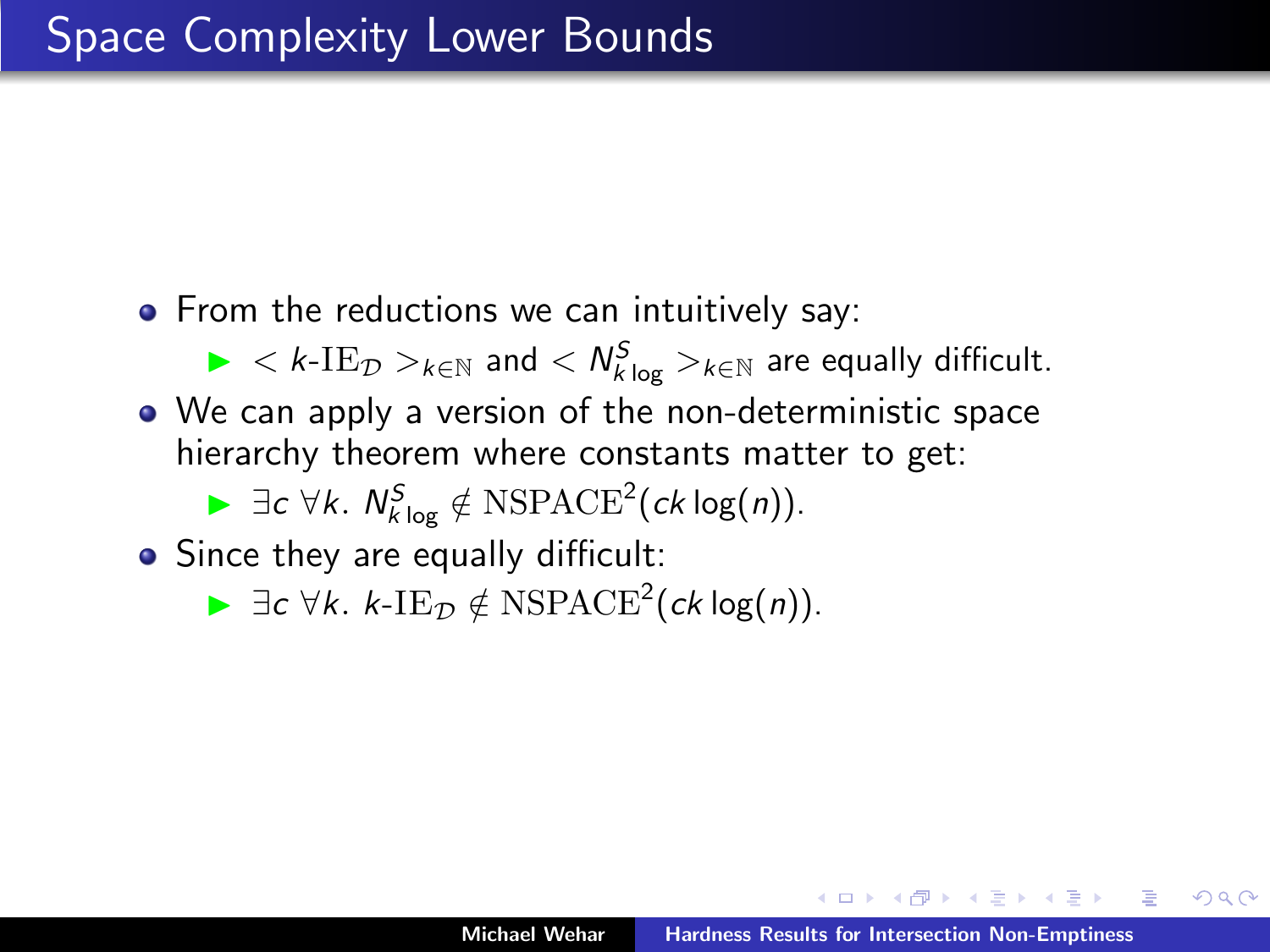# Space Complexity Lower Bounds

- From the reduction we can intuitively say:
  - $< k\text{-}\mathrm{IE}_{\mathcal{D}} >_{k \in \mathbb{N}}$ and $< N^{S}_{k \log} >_{k \in \mathbb{N}}$ are equally difficult.
- We can apply a version of the non-deterministic space hierarchy theorem where constants matter to get:
  - $\exists c \ \forall k. \ N^{S}_{k \log} \notin \mathrm{NSPACE}^{2}(ck \log(n))$.
- Since they are equally difficult:
  - $\exists c \ \forall k. \ k\text{-}\mathrm{IE}_{\mathcal{D}} \notin \mathrm{NSPACE}^{2}(ck \log(n))$.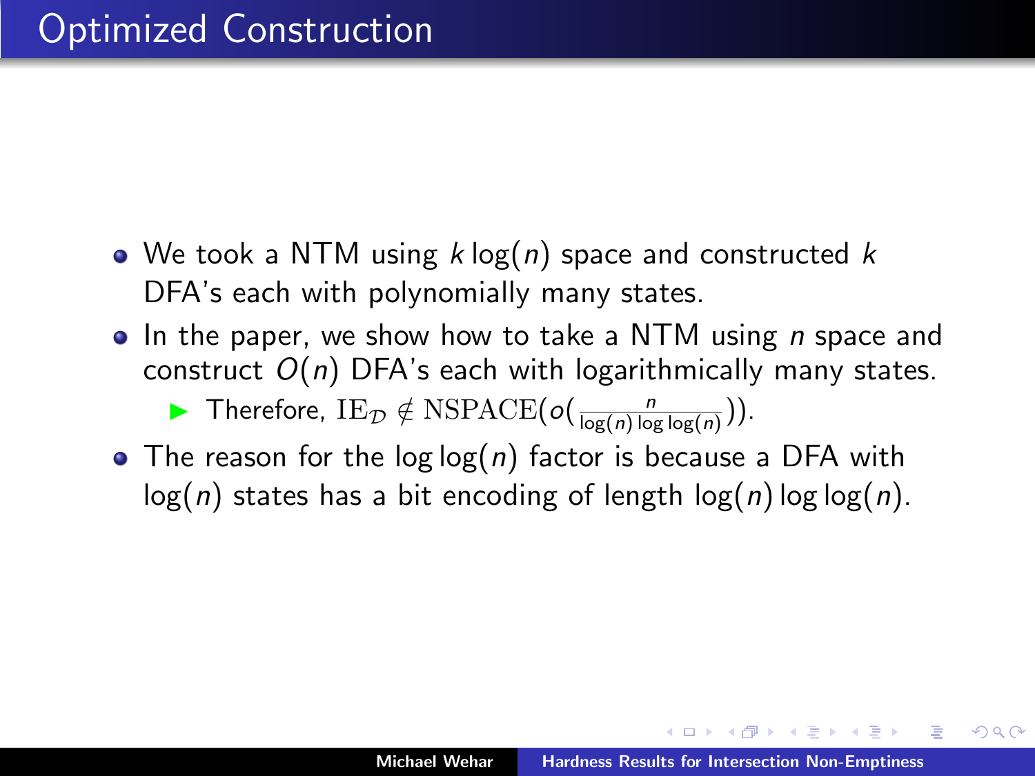# Optimized Construction

- We took a NTM using $k\log(n)$ space and constructed $k$ DFA's each with polynomially many states.
- In the paper, we show how to take a NTM using $n$ space and construct $O(n)$ DFA's each with logarithmically many states.
  - Therefore, $\mathrm{IE}_{\mathcal{D}} \notin \mathrm{NSPACE}(o(\frac{n}{\log(n)\log\log(n)}))$.
- The reason for the $\log\log(n)$ factor is because a DFA with $\log(n)$ states has a bit encoding of length $\log(n)\log\log(n)$.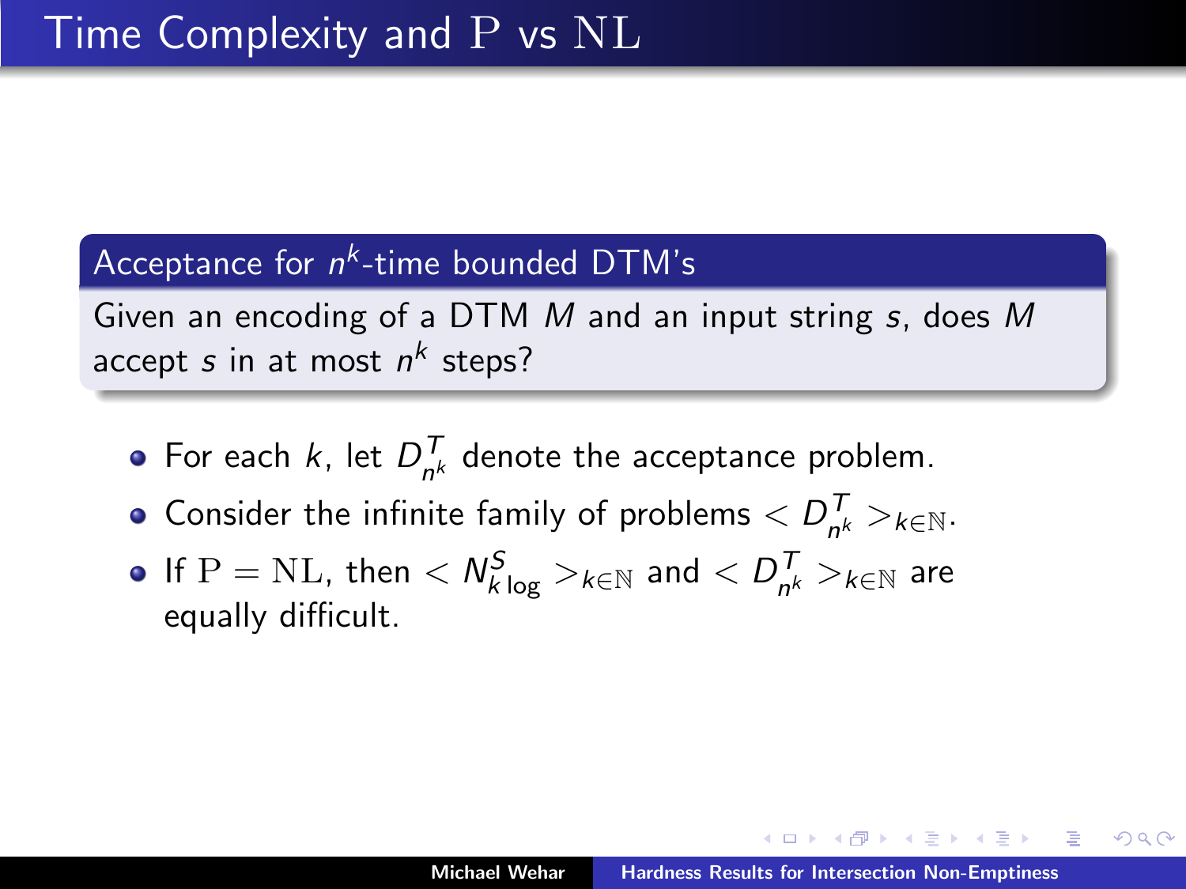# Time Complexity and $\mathrm{P}$ vs $\mathrm{NL}$

### Acceptance for $n^k$-time bounded DTM's

Given an encoding of a DTM $M$ and an input string $s$, does $M$ accept $s$ in at most $n^k$ steps?

- For each $k$, let $D^T_{n^k}$ denote the acceptance problem.
- Consider the infinite family of problems $< D^T_{n^k} >_{k \in \mathbb{N}}$.
- If $\mathrm{P} = \mathrm{NL}$, then $< N^S_{k \log} >_{k \in \mathbb{N}}$ and $< D^T_{n^k} >_{k \in \mathbb{N}}$ are equally difficult.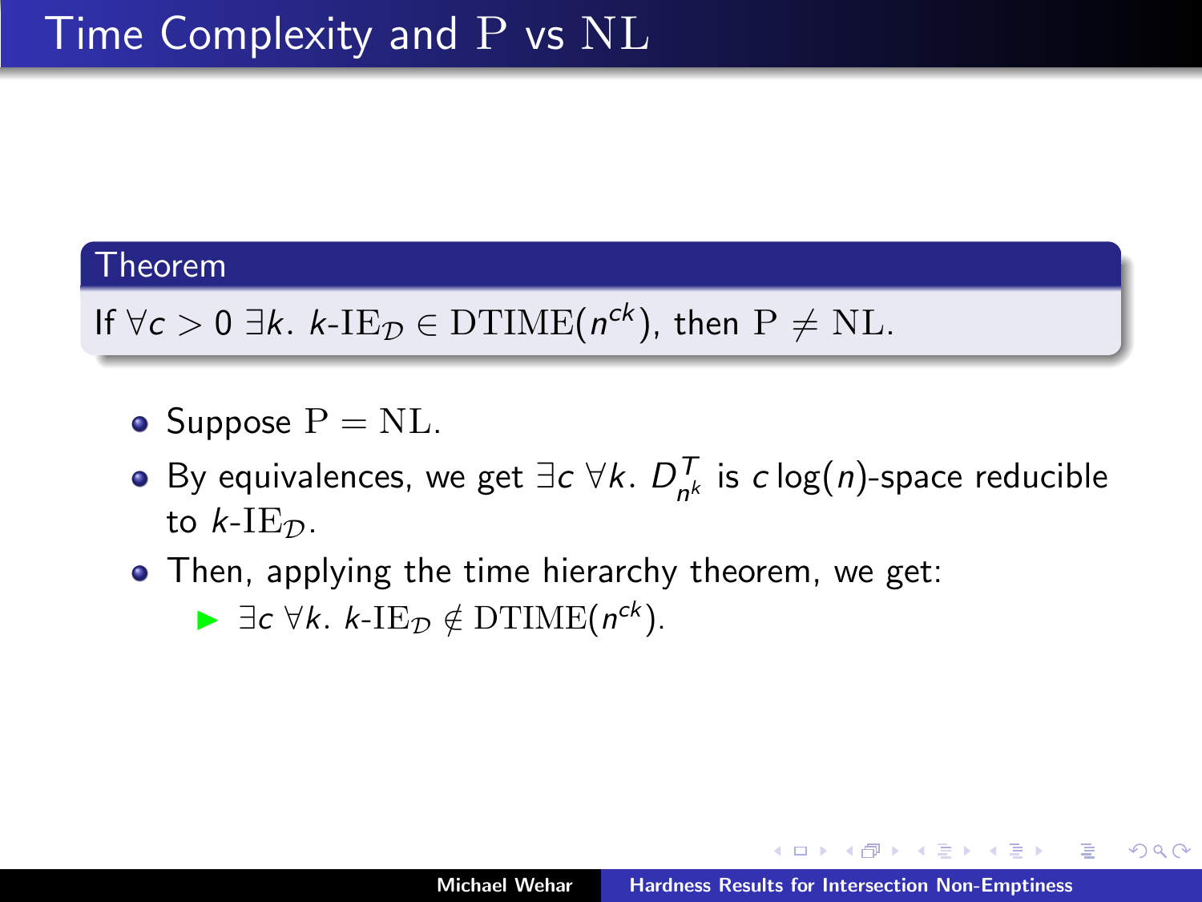# Time Complexity and $\mathrm{P}$ vs $\mathrm{NL}$

**Theorem**

If $\forall c > 0\ \exists k.\ k\text{-}\mathrm{IE}_{\mathcal{D}} \in \mathrm{DTIME}(n^{ck})$, then $\mathrm{P} \neq \mathrm{NL}$.

- Suppose $\mathrm{P} = \mathrm{NL}$.
- By equivalences, we get $\exists c\ \forall k.\ D^{T}_{n^k}$ is $c \log(n)$-space reducible to $k\text{-}\mathrm{IE}_{\mathcal{D}}$.
- Then, applying the time hierarchy theorem, we get:
  - $\exists c\ \forall k.\ k\text{-}\mathrm{IE}_{\mathcal{D}} \notin \mathrm{DTIME}(n^{ck})$.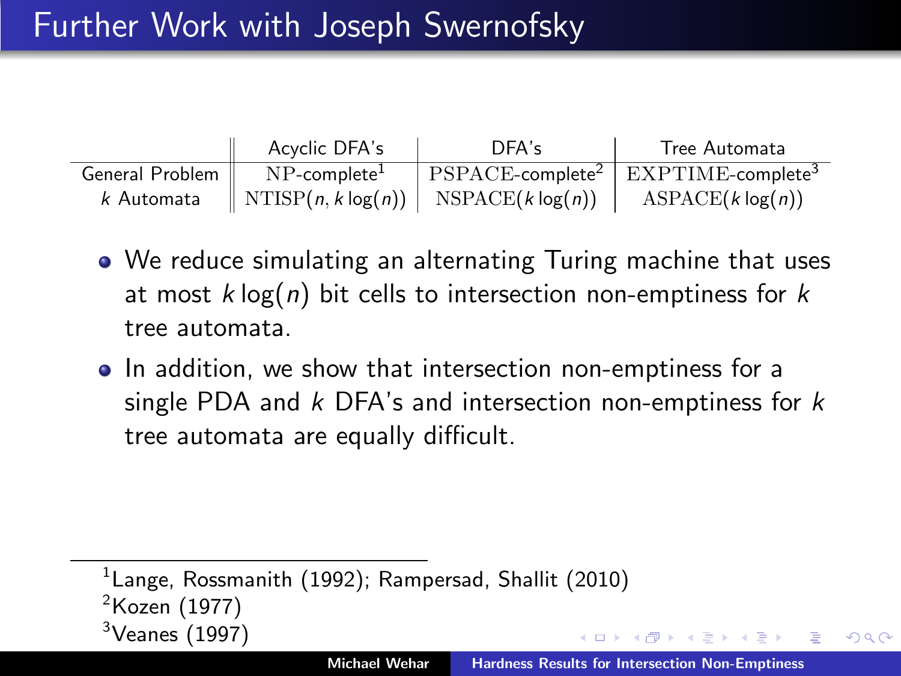# Further Work with Joseph Swernofsky

| | Acyclic DFA's | DFA's | Tree Automata |
|---|---|---|---|
| General Problem | NP-complete[1] | PSPACE-complete[2] | EXPTIME-complete[3] |
| $k$ Automata | $\text{NTISP}(n, k\log(n))$ | $\text{NSPACE}(k\log(n))$ | $\text{ASPACE}(k\log(n))$ |

- We reduce simulating an alternating Turing machine that uses at most $k\log(n)$ bit cells to intersection non-emptiness for $k$ tree automata.
- In addition, we show that intersection non-emptiness for a single PDA and $k$ DFA's and intersection non-emptiness for $k$ tree automata are equally difficult.

---

[1] Lange, Rossmanith (1992); Rampersad, Shallit (2010)

[2] Kozen (1977)

[3] Veanes (1997)